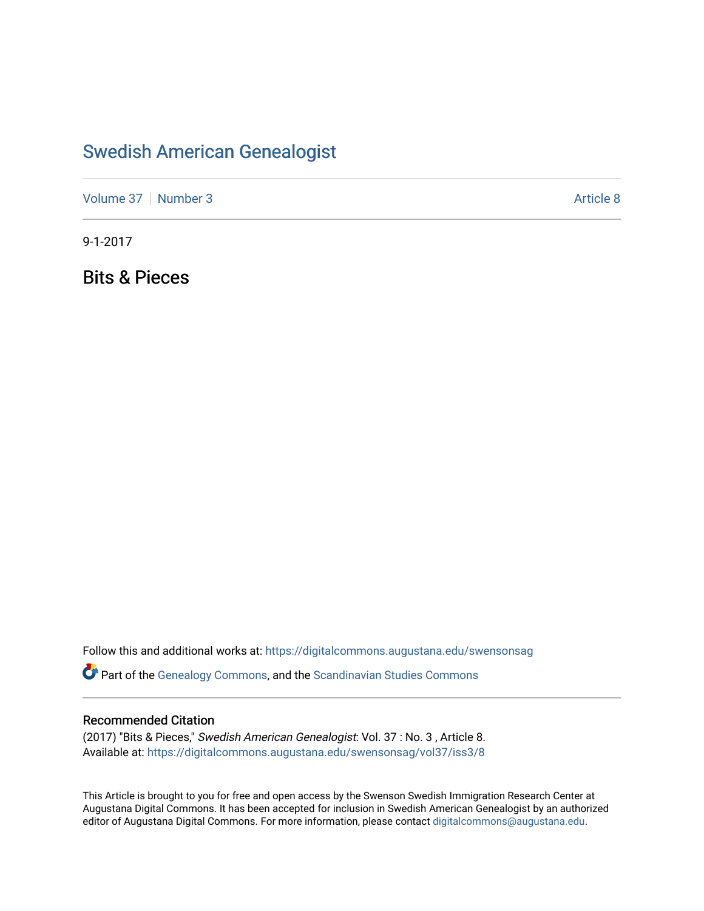# Swedish American Genealogist

Volume 37 | Number 3 | Article 8

9-1-2017

## Bits & Pieces

Follow this and additional works at: https://digitalcommons.augustana.edu/swensonsag

Part of the Genealogy Commons, and the Scandinavian Studies Commons

### Recommended Citation

(2017) "Bits & Pieces," *Swedish American Genealogist*: Vol. 37 : No. 3 , Article 8.
Available at: https://digitalcommons.augustana.edu/swensonsag/vol37/iss3/8

This Article is brought to you for free and open access by the Swenson Swedish Immigration Research Center at Augustana Digital Commons. It has been accepted for inclusion in Swedish American Genealogist by an authorized editor of Augustana Digital Commons. For more information, please contact digitalcommons@augustana.edu.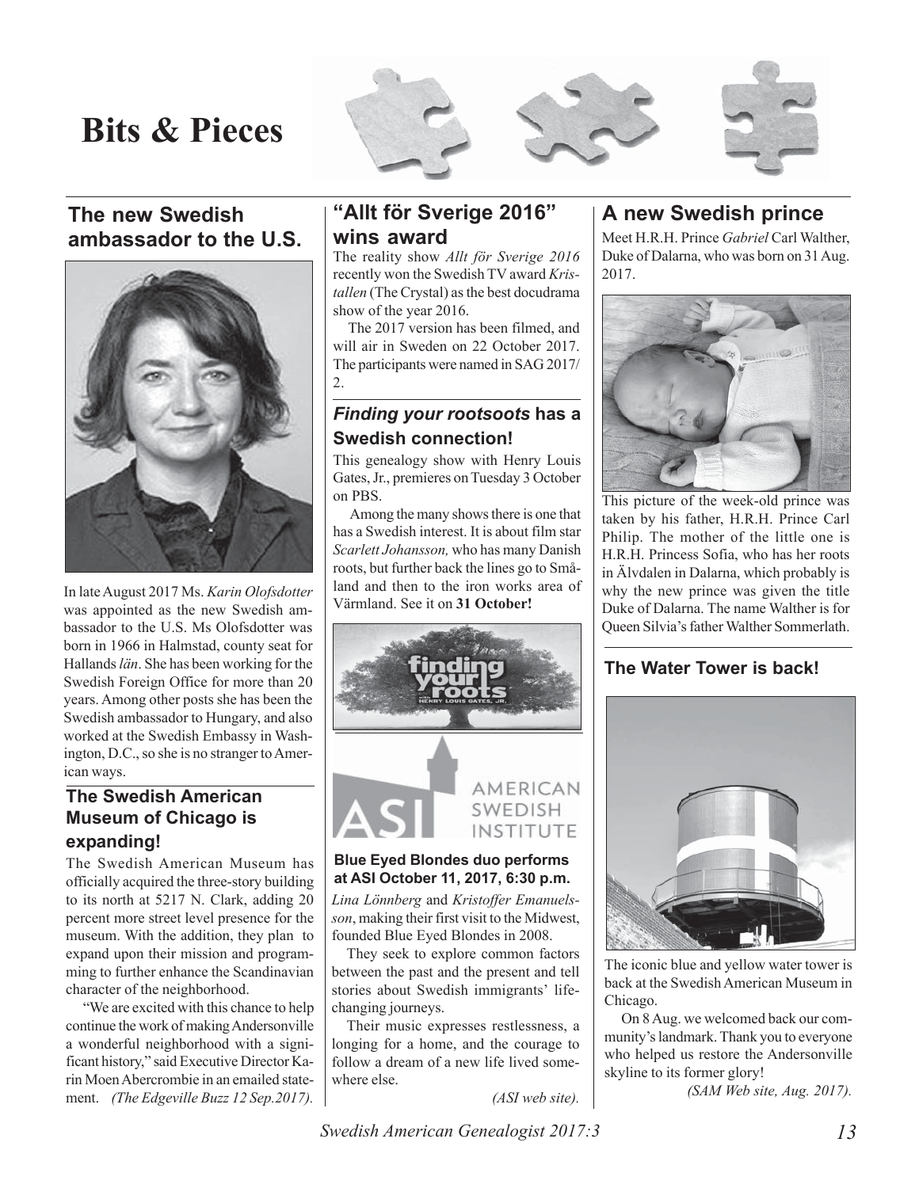# Bits & Pieces

## The new Swedish ambassador to the U.S.

In late August 2017 Ms. *Karin Olofsdotter* was appointed as the new Swedish ambassador to the U.S. Ms Olofsdotter was born in 1966 in Halmstad, county seat for Hallands *län*. She has been working for the Swedish Foreign Office for more than 20 years. Among other posts she has been the Swedish ambassador to Hungary, and also worked at the Swedish Embassy in Washington, D.C., so she is no stranger to American ways.

## The Swedish American Museum of Chicago is expanding!

The Swedish American Museum has officially acquired the three-story building to its north at 5217 N. Clark, adding 20 percent more street level presence for the museum. With the addition, they plan to expand upon their mission and programming to further enhance the Scandinavian character of the neighborhood.

"We are excited with this chance to help continue the work of making Andersonville a wonderful neighborhood with a significant history," said Executive Director Karin Moen Abercrombie in an emailed statement. *(The Edgeville Buzz 12 Sep.2017).*

## "Allt för Sverige 2016" wins award

The reality show *Allt för Sverige 2016* recently won the Swedish TV award *Kristallen* (The Crystal) as the best docudrama show of the year 2016.

The 2017 version has been filmed, and will air in Sweden on 22 October 2017. The participants were named in SAG 2017/2.

## *Finding your rootsoots* has a Swedish connection!

This genealogy show with Henry Louis Gates, Jr., premieres on Tuesday 3 October on PBS.

Among the many shows there is one that has a Swedish interest. It is about film star *Scarlett Johansson,* who has many Danish roots, but further back the lines go to Småland and then to the iron works area of Värmland. See it on **31 October!**

finding your roots with HENRY LOUIS GATES, JR.

ASI AMERICAN SWEDISH INSTITUTE

### Blue Eyed Blondes duo performs at ASI October 11, 2017, 6:30 p.m.

*Lina Lönnberg* and *Kristoffer Emanuelsson*, making their first visit to the Midwest, founded Blue Eyed Blondes in 2008.

They seek to explore common factors between the past and the present and tell stories about Swedish immigrants' life-changing journeys.

Their music expresses restlessness, a longing for a home, and the courage to follow a dream of a new life lived somewhere else.

*(ASI web site).*

## A new Swedish prince

Meet H.R.H. Prince *Gabriel* Carl Walther, Duke of Dalarna, who was born on 31 Aug. 2017.

This picture of the week-old prince was taken by his father, H.R.H. Prince Carl Philip. The mother of the little one is H.R.H. Princess Sofia, who has her roots in Älvdalen in Dalarna, which probably is why the new prince was given the title Duke of Dalarna. The name Walther is for Queen Silvia's father Walther Sommerlath.

## The Water Tower is back!

The iconic blue and yellow water tower is back at the Swedish American Museum in Chicago.

On 8 Aug. we welcomed back our community's landmark. Thank you to everyone who helped us restore the Andersonville skyline to its former glory!

*(SAM Web site, Aug. 2017).*